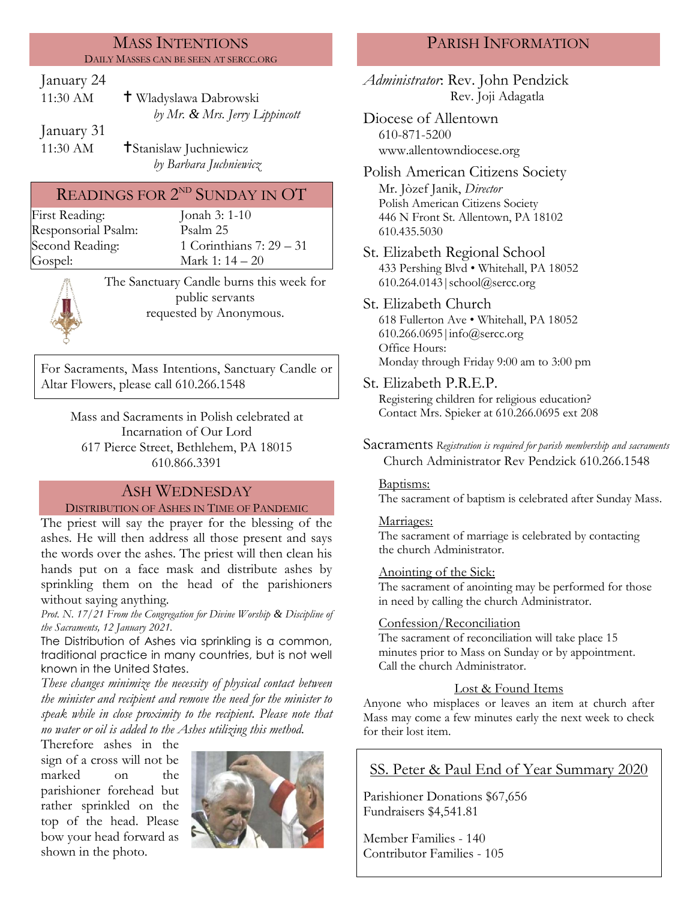## Mass Intentions

DAILY MASSES CAN BE SEEN AT SERCC.ORG

January 24

11:30 AM ✝ Wladyslawa Dabrowski
*by Mr. & Mrs. Jerry Lippincott*

January 31

11:30 AM ✝Stanislaw Juchniewicz
*by Barbara Juchniewicz*

## Readings for 2nd Sunday in OT

| | |
|---|---|
| First Reading: | Jonah 3: 1-10 |
| Responsorial Psalm: | Psalm 25 |
| Second Reading: | 1 Corinthians 7: 29 – 31 |
| Gospel: | Mark 1: 14 – 20 |

The Sanctuary Candle burns this week for public servants requested by Anonymous.

For Sacraments, Mass Intentions, Sanctuary Candle or Altar Flowers, please call 610.266.1548

Mass and Sacraments in Polish celebrated at
Incarnation of Our Lord
617 Pierce Street, Bethlehem, PA 18015
610.866.3391

## Ash Wednesday

DISTRIBUTION OF ASHES IN TIME OF PANDEMIC

The priest will say the prayer for the blessing of the ashes. He will then address all those present and says the words over the ashes. The priest will then clean his hands put on a face mask and distribute ashes by sprinkling them on the head of the parishioners without saying anything.

*Prot. N. 17/21 From the Congregation for Divine Worship & Discipline of the Sacraments, 12 January 2021.*

The Distribution of Ashes via sprinkling is a common, traditional practice in many countries, but is not well known in the United States.

*These changes minimize the necessity of physical contact between the minister and recipient and remove the need for the minister to speak while in close proximity to the recipient. Please note that no water or oil is added to the Ashes utilizing this method.*

Therefore ashes in the sign of a cross will not be marked on the parishioner forehead but rather sprinkled on the top of the head. Please bow your head forward as shown in the photo.

## Parish Information

*Administrator*: Rev. John Pendzick
Rev. Joji Adagatla

**Diocese of Allentown**
610-871-5200
www.allentowndiocese.org

**Polish American Citizens Society**
Mr. Jòzef Janik, *Director*
Polish American Citizens Society
446 N Front St. Allentown, PA 18102
610.435.5030

**St. Elizabeth Regional School**
433 Pershing Blvd • Whitehall, PA 18052
610.264.0143|school@sercc.org

**St. Elizabeth Church**
618 Fullerton Ave • Whitehall, PA 18052
610.266.0695|info@sercc.org
Office Hours:
Monday through Friday 9:00 am to 3:00 pm

**St. Elizabeth P.R.E.P.**
Registering children for religious education?
Contact Mrs. Spieker at 610.266.0695 ext 208

**Sacraments** *Registration is required for parish membership and sacraments*
Church Administrator Rev Pendzick 610.266.1548

Baptisms:
The sacrament of baptism is celebrated after Sunday Mass.

Marriages:
The sacrament of marriage is celebrated by contacting the church Administrator.

Anointing of the Sick:
The sacrament of anointing may be performed for those in need by calling the church Administrator.

Confession/Reconciliation
The sacrament of reconciliation will take place 15 minutes prior to Mass on Sunday or by appointment. Call the church Administrator.

Lost & Found Items
Anyone who misplaces or leaves an item at church after Mass may come a few minutes early the next week to check for their lost item.

### SS. Peter & Paul End of Year Summary 2020

Parishioner Donations $67,656
Fundraisers $4,541.81

Member Families - 140
Contributor Families - 105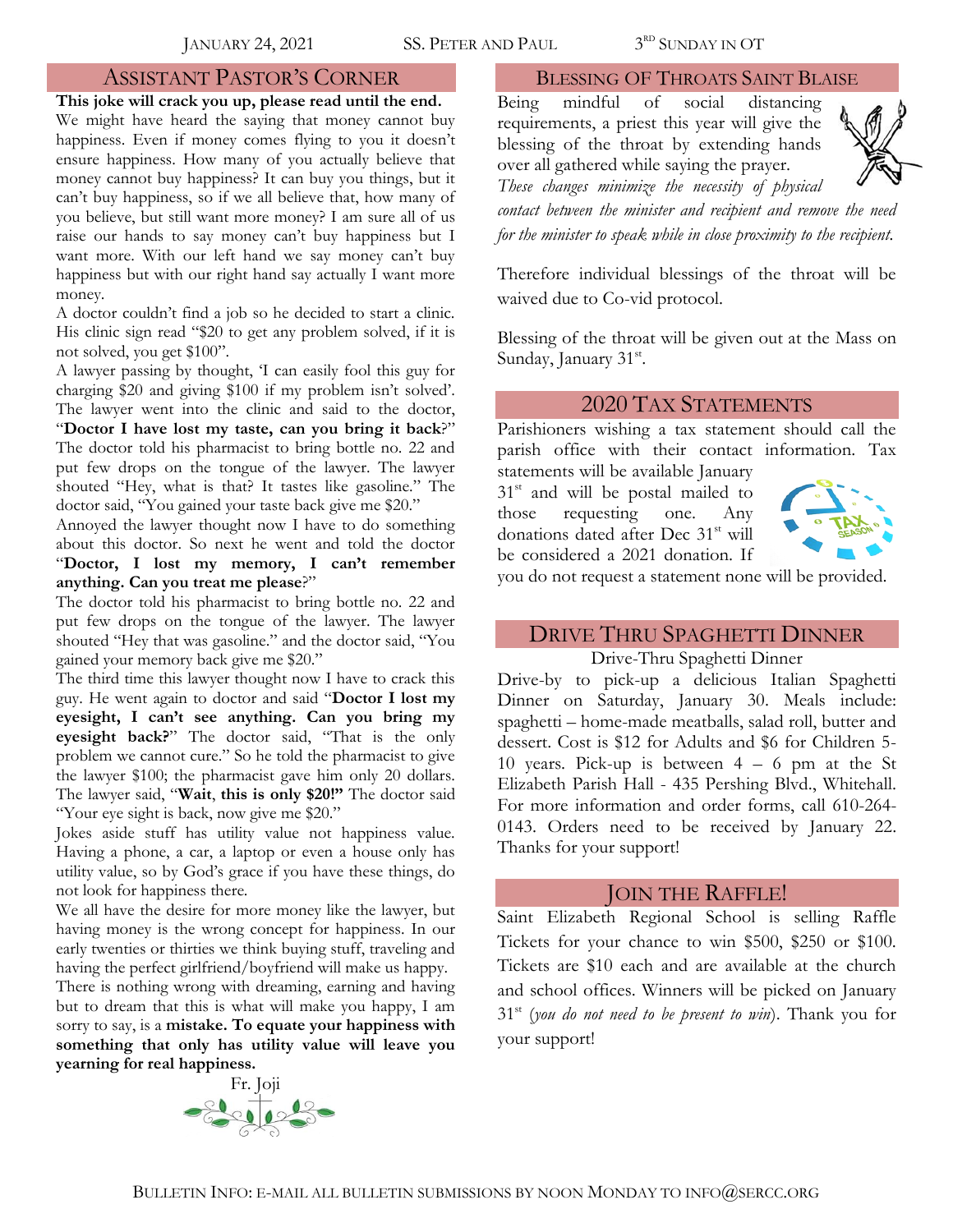## Assistant Pastor's Corner

**This joke will crack you up, please read until the end.**

We might have heard the saying that money cannot buy happiness. Even if money comes flying to you it doesn't ensure happiness. How many of you actually believe that money cannot buy happiness? It can buy you things, but it can't buy happiness, so if we all believe that, how many of you believe, but still want more money? I am sure all of us raise our hands to say money can't buy happiness but I want more. With our left hand we say money can't buy happiness but with our right hand say actually I want more money.

A doctor couldn't find a job so he decided to start a clinic. His clinic sign read "$20 to get any problem solved, if it is not solved, you get $100".

A lawyer passing by thought, 'I can easily fool this guy for charging $20 and giving $100 if my problem isn't solved'. The lawyer went into the clinic and said to the doctor, "**Doctor I have lost my taste, can you bring it back**?" The doctor told his pharmacist to bring bottle no. 22 and put few drops on the tongue of the lawyer. The lawyer shouted "Hey, what is that? It tastes like gasoline." The doctor said, "You gained your taste back give me $20."

Annoyed the lawyer thought now I have to do something about this doctor. So next he went and told the doctor "**Doctor, I lost my memory, I can't remember anything. Can you treat me please**?"

The doctor told his pharmacist to bring bottle no. 22 and put few drops on the tongue of the lawyer. The lawyer shouted "Hey that was gasoline." and the doctor said, "You gained your memory back give me $20."

The third time this lawyer thought now I have to crack this guy. He went again to doctor and said "**Doctor I lost my eyesight, I can't see anything. Can you bring my eyesight back?**" The doctor said, "That is the only problem we cannot cure." So he told the pharmacist to give the lawyer $100; the pharmacist gave him only 20 dollars. The lawyer said, "**Wait**, **this is only $20!"** The doctor said "Your eye sight is back, now give me $20."

Jokes aside stuff has utility value not happiness value. Having a phone, a car, a laptop or even a house only has utility value, so by God's grace if you have these things, do not look for happiness there.

We all have the desire for more money like the lawyer, but having money is the wrong concept for happiness. In our early twenties or thirties we think buying stuff, traveling and having the perfect girlfriend/boyfriend will make us happy.

There is nothing wrong with dreaming, earning and having but to dream that this is what will make you happy, I am sorry to say, is a **mistake. To equate your happiness with something that only has utility value will leave you yearning for real happiness.**

Fr. Joji

## Blessing of Throats Saint Blaise

Being mindful of social distancing requirements, a priest this year will give the blessing of the throat by extending hands over all gathered while saying the prayer.

*These changes minimize the necessity of physical contact between the minister and recipient and remove the need for the minister to speak while in close proximity to the recipient.*

Therefore individual blessings of the throat will be waived due to Co-vid protocol.

Blessing of the throat will be given out at the Mass on Sunday, January 31st.

## 2020 Tax Statements

Parishioners wishing a tax statement should call the parish office with their contact information. Tax statements will be available January 31st and will be postal mailed to those requesting one. Any donations dated after Dec 31st will be considered a 2021 donation. If you do not request a statement none will be provided.

## Drive Thru Spaghetti Dinner

Drive-Thru Spaghetti Dinner

Drive-by to pick-up a delicious Italian Spaghetti Dinner on Saturday, January 30. Meals include: spaghetti – home-made meatballs, salad roll, butter and dessert. Cost is $12 for Adults and $6 for Children 5-10 years. Pick-up is between 4 – 6 pm at the St Elizabeth Parish Hall - 435 Pershing Blvd., Whitehall. For more information and order forms, call 610-264-0143. Orders need to be received by January 22. Thanks for your support!

## Join the Raffle!

Saint Elizabeth Regional School is selling Raffle Tickets for your chance to win $500, $250 or $100. Tickets are $10 each and are available at the church and school offices. Winners will be picked on January 31st (*you do not need to be present to win*). Thank you for your support!

Bulletin Info: e-mail all bulletin submissions by noon Monday to info@sercc.org